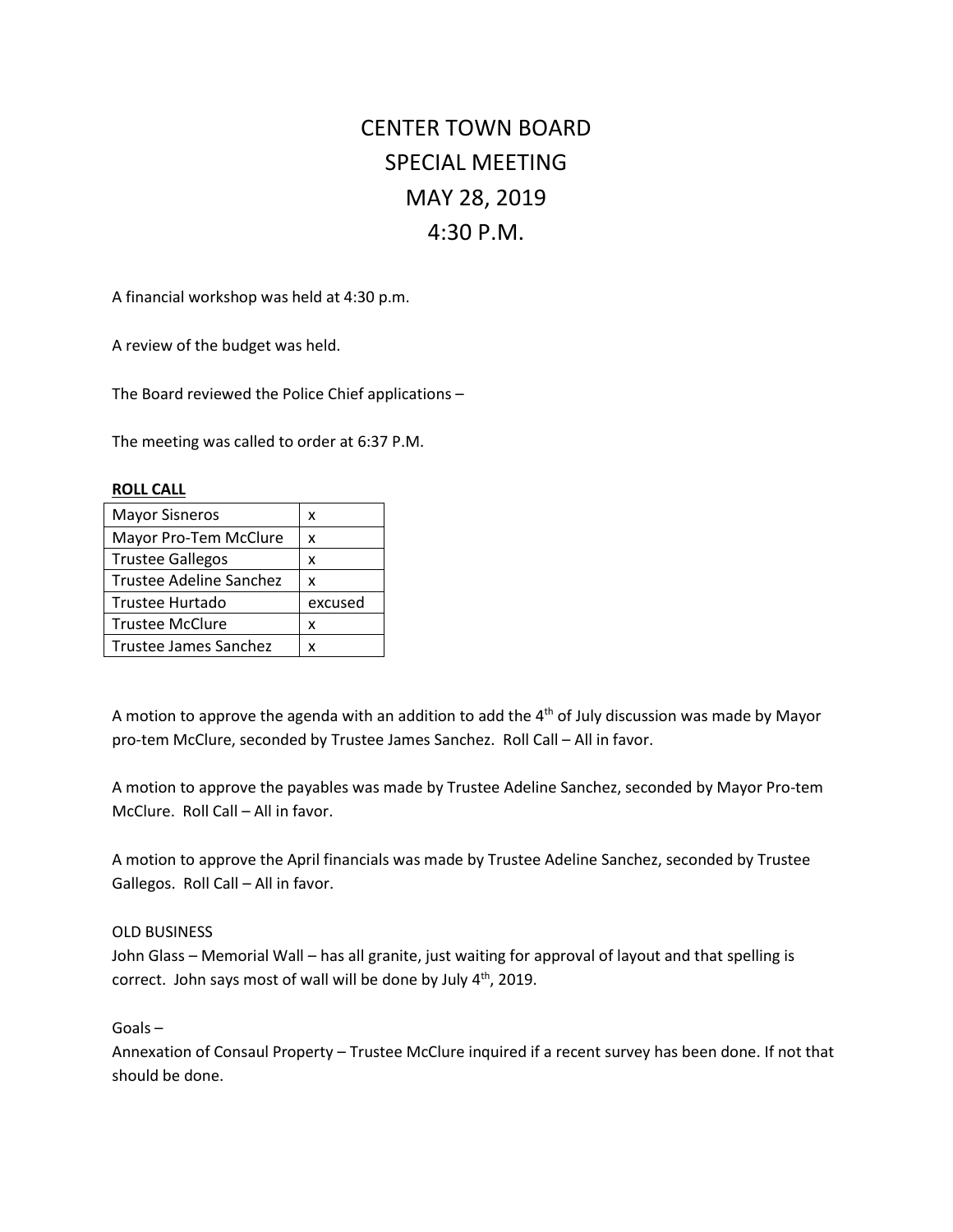# CENTER TOWN BOARD
# SPECIAL MEETING
# MAY 28, 2019
# 4:30 P.M.

A financial workshop was held at 4:30 p.m.

A review of the budget was held.

The Board reviewed the Police Chief applications –

The meeting was called to order at 6:37 P.M.

**ROLL CALL**

| | |
|---|---|
| Mayor Sisneros | x |
| Mayor Pro-Tem McClure | x |
| Trustee Gallegos | x |
| Trustee Adeline Sanchez | x |
| Trustee Hurtado | excused |
| Trustee McClure | x |
| Trustee James Sanchez | x |

A motion to approve the agenda with an addition to add the 4th of July discussion was made by Mayor pro-tem McClure, seconded by Trustee James Sanchez. Roll Call – All in favor.

A motion to approve the payables was made by Trustee Adeline Sanchez, seconded by Mayor Pro-tem McClure. Roll Call – All in favor.

A motion to approve the April financials was made by Trustee Adeline Sanchez, seconded by Trustee Gallegos. Roll Call – All in favor.

OLD BUSINESS

John Glass – Memorial Wall – has all granite, just waiting for approval of layout and that spelling is correct. John says most of wall will be done by July 4th, 2019.

Goals –

Annexation of Consaul Property – Trustee McClure inquired if a recent survey has been done. If not that should be done.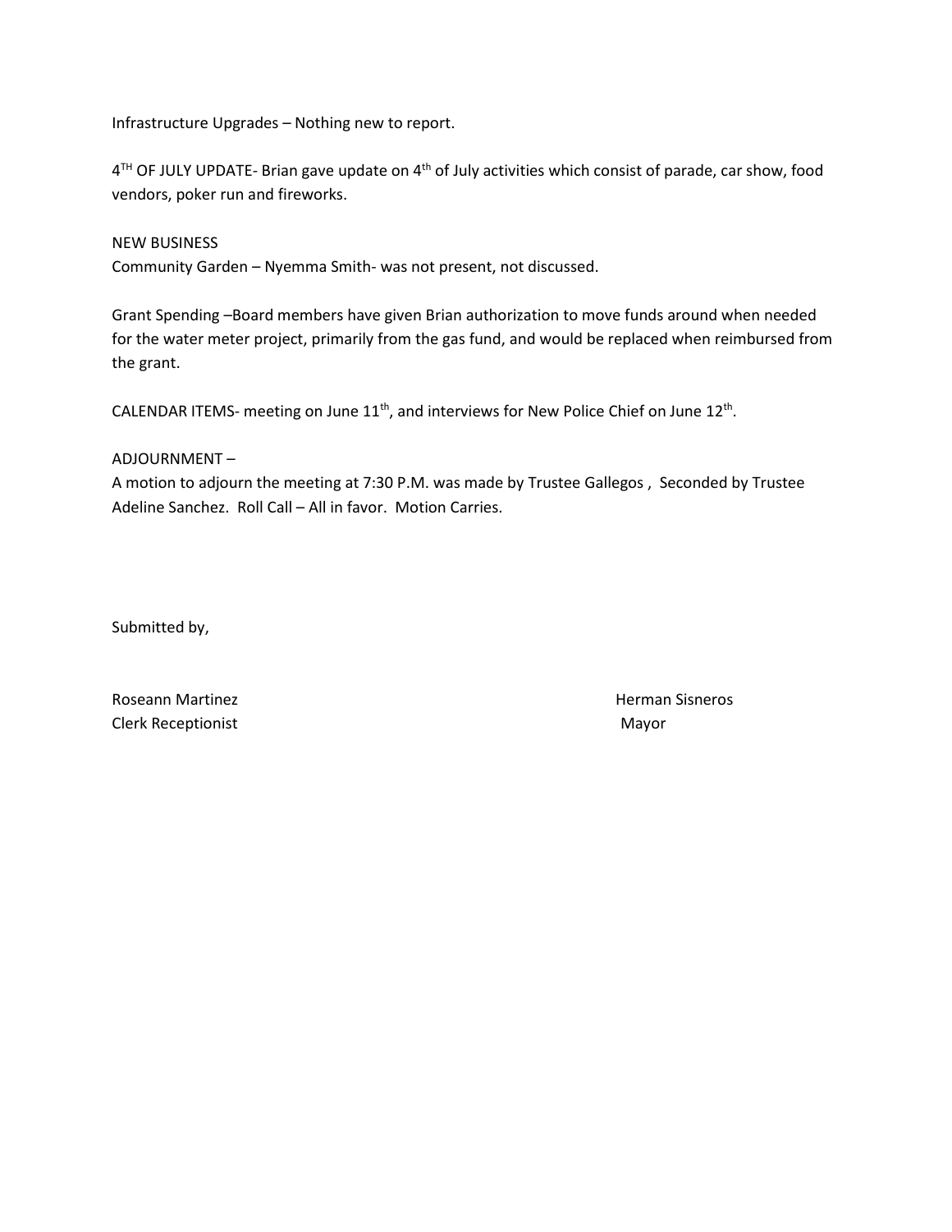Infrastructure Upgrades – Nothing new to report.

4[TH] OF JULY UPDATE- Brian gave update on 4[th] of July activities which consist of parade, car show, food vendors, poker run and fireworks.

NEW BUSINESS

Community Garden – Nyemma Smith- was not present, not discussed.

Grant Spending –Board members have given Brian authorization to move funds around when needed for the water meter project, primarily from the gas fund, and would be replaced when reimbursed from the grant.

CALENDAR ITEMS- meeting on June 11[th], and interviews for New Police Chief on June 12[th].

ADJOURNMENT –

A motion to adjourn the meeting at 7:30 P.M. was made by Trustee Gallegos , Seconded by Trustee Adeline Sanchez. Roll Call – All in favor. Motion Carries.

Submitted by,

Roseann Martinez
Clerk Receptionist

Herman Sisneros
Mayor